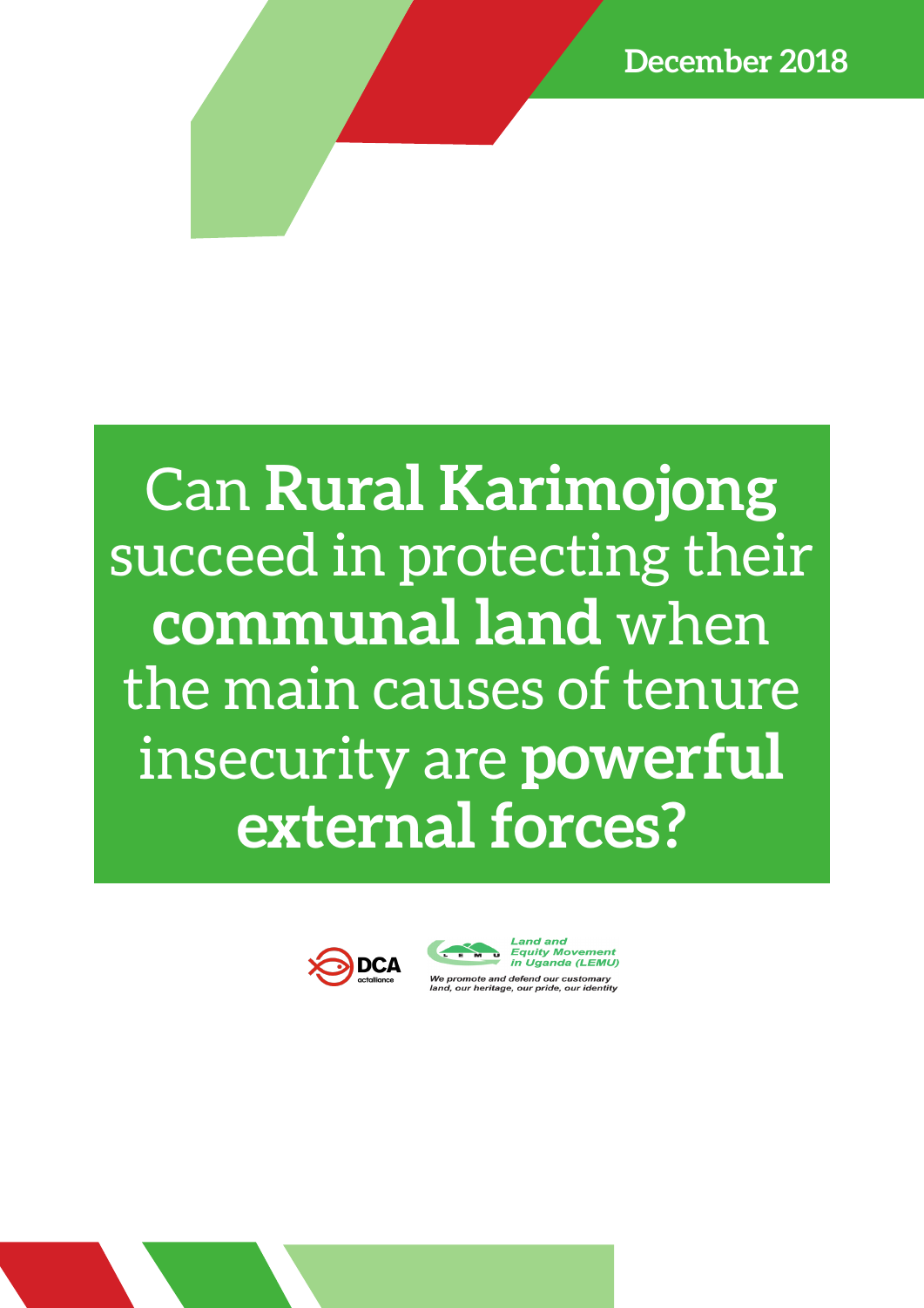December 2018

# Can **Rural Karimojong** succeed in protecting their **communal land** when the main causes of tenure insecurity are **powerful external forces?**

DCA actalliance

Land and Equity Movement in Uganda (LEMU)

*We promote and defend our customary land, our heritage, our pride, our identity*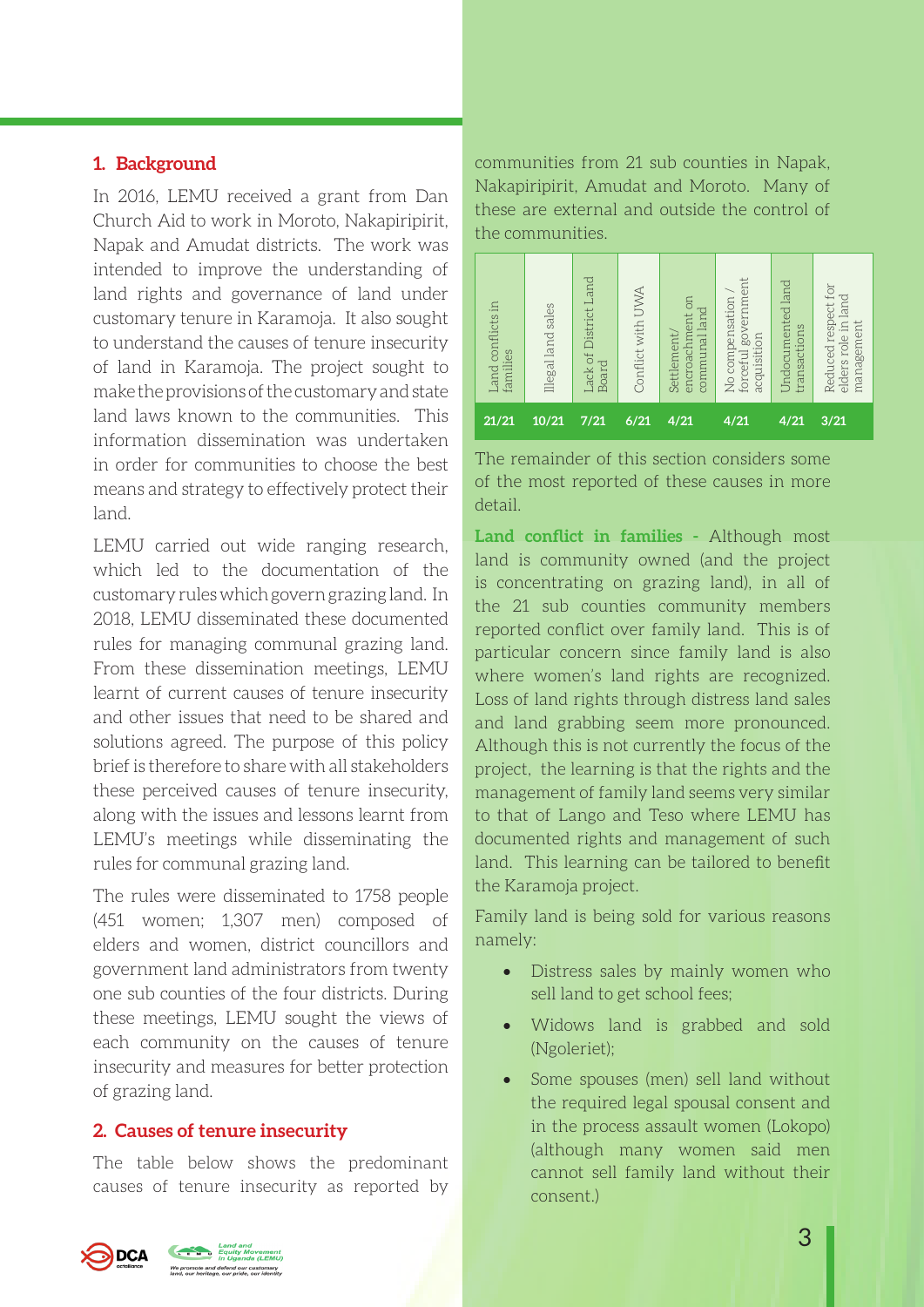## 1. Background

In 2016, LEMU received a grant from Dan Church Aid to work in Moroto, Nakapiripirit, Napak and Amudat districts. The work was intended to improve the understanding of land rights and governance of land under customary tenure in Karamoja. It also sought to understand the causes of tenure insecurity of land in Karamoja. The project sought to make the provisions of the customary and state land laws known to the communities. This information dissemination was undertaken in order for communities to choose the best means and strategy to effectively protect their land.

LEMU carried out wide ranging research, which led to the documentation of the customary rules which govern grazing land. In 2018, LEMU disseminated these documented rules for managing communal grazing land. From these dissemination meetings, LEMU learnt of current causes of tenure insecurity and other issues that need to be shared and solutions agreed. The purpose of this policy brief is therefore to share with all stakeholders these perceived causes of tenure insecurity, along with the issues and lessons learnt from LEMU's meetings while disseminating the rules for communal grazing land.

The rules were disseminated to 1758 people (451 women; 1,307 men) composed of elders and women, district councillors and government land administrators from twenty one sub counties of the four districts. During these meetings, LEMU sought the views of each community on the causes of tenure insecurity and measures for better protection of grazing land.

## 2. Causes of tenure insecurity

The table below shows the predominant causes of tenure insecurity as reported by communities from 21 sub counties in Napak, Nakapiripirit, Amudat and Moroto. Many of these are external and outside the control of the communities.

| Land conflicts in families | Illegal land sales | Lack of District Land Board | Conflict with UWA | Settlement/ encroachment on communal land | No compensation / forceful government acquisition | Undocumented land transactions | Reduced respect for elders role in land management |
|---|---|---|---|---|---|---|---|
| 21/21 | 10/21 | 7/21 | 6/21 | 4/21 | 4/21 | 4/21 | 3/21 |

The remainder of this section considers some of the most reported of these causes in more detail.

**Land conflict in families -** Although most land is community owned (and the project is concentrating on grazing land), in all of the 21 sub counties community members reported conflict over family land. This is of particular concern since family land is also where women's land rights are recognized. Loss of land rights through distress land sales and land grabbing seem more pronounced. Although this is not currently the focus of the project, the learning is that the rights and the management of family land seems very similar to that of Lango and Teso where LEMU has documented rights and management of such land. This learning can be tailored to benefit the Karamoja project.

Family land is being sold for various reasons namely:

- Distress sales by mainly women who sell land to get school fees;
- Widows land is grabbed and sold (Ngoleriet);
- Some spouses (men) sell land without the required legal spousal consent and in the process assault women (Lokopo) (although many women said men cannot sell family land without their consent.)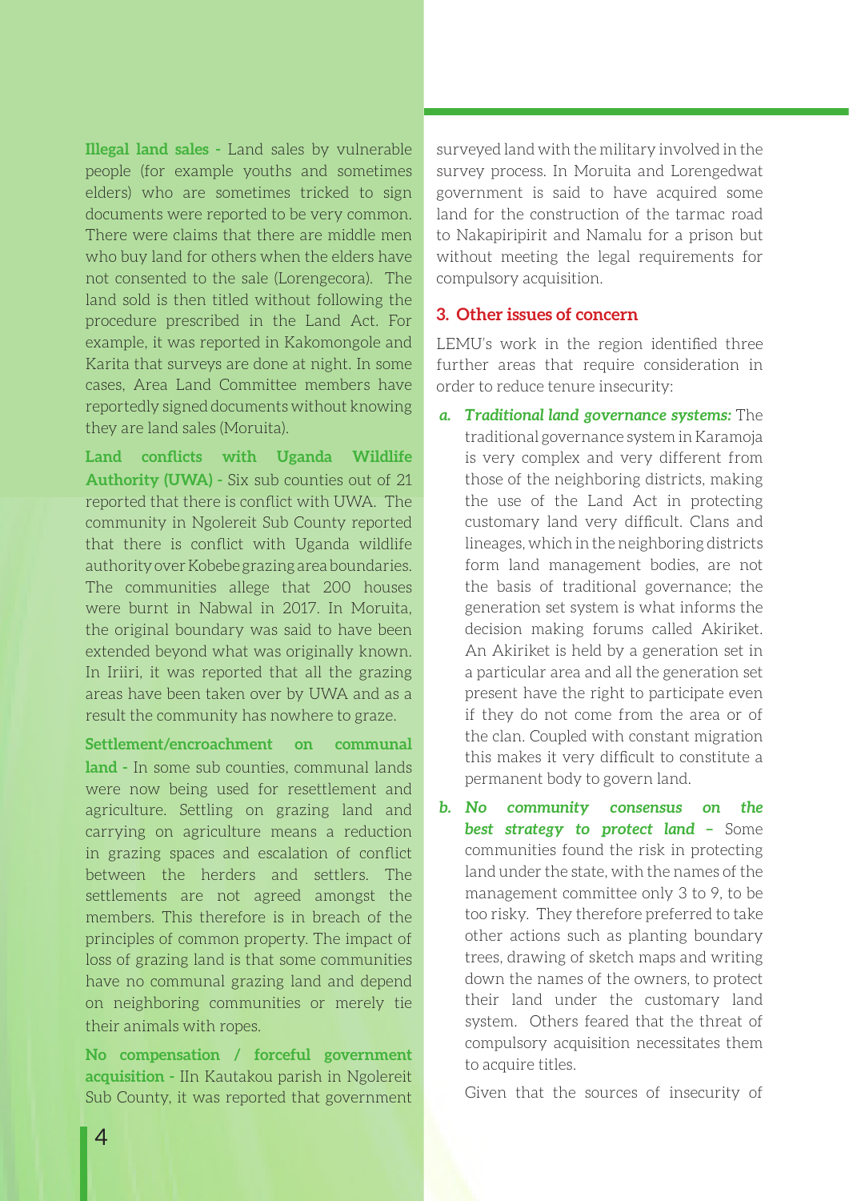**Illegal land sales -** Land sales by vulnerable people (for example youths and sometimes elders) who are sometimes tricked to sign documents were reported to be very common. There were claims that there are middle men who buy land for others when the elders have not consented to the sale (Lorengecora). The land sold is then titled without following the procedure prescribed in the Land Act. For example, it was reported in Kakomongole and Karita that surveys are done at night. In some cases, Area Land Committee members have reportedly signed documents without knowing they are land sales (Moruita).

**Land conflicts with Uganda Wildlife Authority (UWA) -** Six sub counties out of 21 reported that there is conflict with UWA. The community in Ngolereit Sub County reported that there is conflict with Uganda wildlife authority over Kobebe grazing area boundaries. The communities allege that 200 houses were burnt in Nabwal in 2017. In Moruita, the original boundary was said to have been extended beyond what was originally known. In Iriiri, it was reported that all the grazing areas have been taken over by UWA and as a result the community has nowhere to graze.

**Settlement/encroachment on communal land -** In some sub counties, communal lands were now being used for resettlement and agriculture. Settling on grazing land and carrying on agriculture means a reduction in grazing spaces and escalation of conflict between the herders and settlers. The settlements are not agreed amongst the members. This therefore is in breach of the principles of common property. The impact of loss of grazing land is that some communities have no communal grazing land and depend on neighboring communities or merely tie their animals with ropes.

**No compensation / forceful government acquisition -** IIn Kautakou parish in Ngolereit Sub County, it was reported that government surveyed land with the military involved in the survey process. In Moruita and Lorengedwat government is said to have acquired some land for the construction of the tarmac road to Nakapiripirit and Namalu for a prison but without meeting the legal requirements for compulsory acquisition.

## 3. Other issues of concern

LEMU's work in the region identified three further areas that require consideration in order to reduce tenure insecurity:

a. ***Traditional land governance systems:*** The traditional governance system in Karamoja is very complex and very different from those of the neighboring districts, making the use of the Land Act in protecting customary land very difficult. Clans and lineages, which in the neighboring districts form land management bodies, are not the basis of traditional governance; the generation set system is what informs the decision making forums called Akiriket. An Akiriket is held by a generation set in a particular area and all the generation set present have the right to participate even if they do not come from the area or of the clan. Coupled with constant migration this makes it very difficult to constitute a permanent body to govern land.

b. ***No community consensus on the best strategy to protect land –*** Some communities found the risk in protecting land under the state, with the names of the management committee only 3 to 9, to be too risky. They therefore preferred to take other actions such as planting boundary trees, drawing of sketch maps and writing down the names of the owners, to protect their land under the customary land system. Others feared that the threat of compulsory acquisition necessitates them to acquire titles.

Given that the sources of insecurity of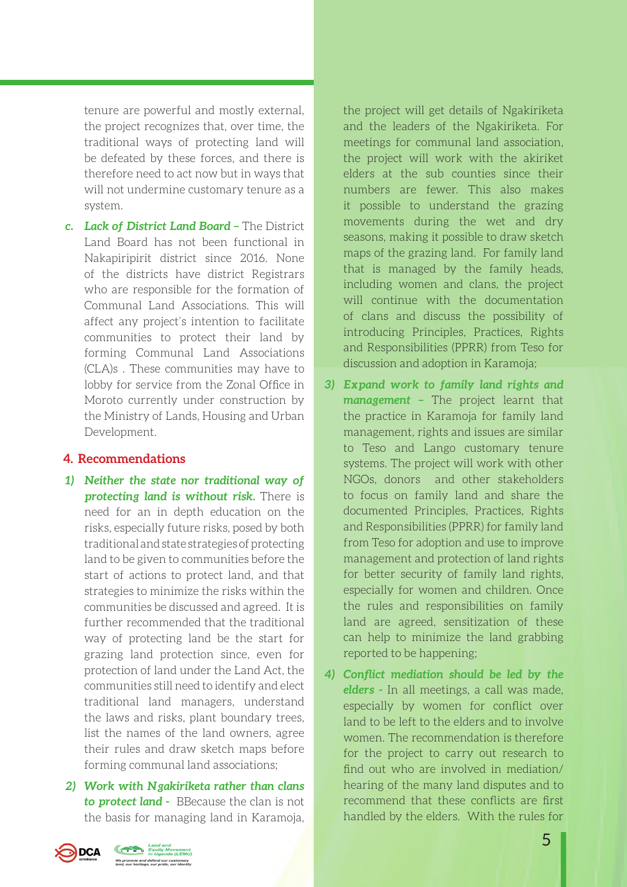tenure are powerful and mostly external, the project recognizes that, over time, the traditional ways of protecting land will be defeated by these forces, and there is therefore need to act now but in ways that will not undermine customary tenure as a system.

c. ***Lack of District Land Board –*** The District Land Board has not been functional in Nakapiripirit district since 2016. None of the districts have district Registrars who are responsible for the formation of Communal Land Associations. This will affect any project's intention to facilitate communities to protect their land by forming Communal Land Associations (CLA)s . These communities may have to lobby for service from the Zonal Office in Moroto currently under construction by the Ministry of Lands, Housing and Urban Development.

## 4. Recommendations

1) ***Neither the state nor traditional way of protecting land is without risk.*** There is need for an in depth education on the risks, especially future risks, posed by both traditional and state strategies of protecting land to be given to communities before the start of actions to protect land, and that strategies to minimize the risks within the communities be discussed and agreed. It is further recommended that the traditional way of protecting land be the start for grazing land protection since, even for protection of land under the Land Act, the communities still need to identify and elect traditional land managers, understand the laws and risks, plant boundary trees, list the names of the land owners, agree their rules and draw sketch maps before forming communal land associations;

2) ***Work with Ngakiriketa rather than clans to protect land -*** BBecause the clan is not the basis for managing land in Karamoja, the project will get details of Ngakiriketa and the leaders of the Ngakiriketa. For meetings for communal land association, the project will work with the akiriket elders at the sub counties since their numbers are fewer. This also makes it possible to understand the grazing movements during the wet and dry seasons, making it possible to draw sketch maps of the grazing land. For family land that is managed by the family heads, including women and clans, the project will continue with the documentation of clans and discuss the possibility of introducing Principles, Practices, Rights and Responsibilities (PPRR) from Teso for discussion and adoption in Karamoja;

3) ***Expand work to family land rights and management –*** The project learnt that the practice in Karamoja for family land management, rights and issues are similar to Teso and Lango customary tenure systems. The project will work with other NGOs, donors and other stakeholders to focus on family land and share the documented Principles, Practices, Rights and Responsibilities (PPRR) for family land from Teso for adoption and use to improve management and protection of land rights for better security of family land rights, especially for women and children. Once the rules and responsibilities on family land are agreed, sensitization of these can help to minimize the land grabbing reported to be happening;

4) ***Conflict mediation should be led by the elders -*** In all meetings, a call was made, especially by women for conflict over land to be left to the elders and to involve women. The recommendation is therefore for the project to carry out research to find out who are involved in mediation/ hearing of the many land disputes and to recommend that these conflicts are first handled by the elders. With the rules for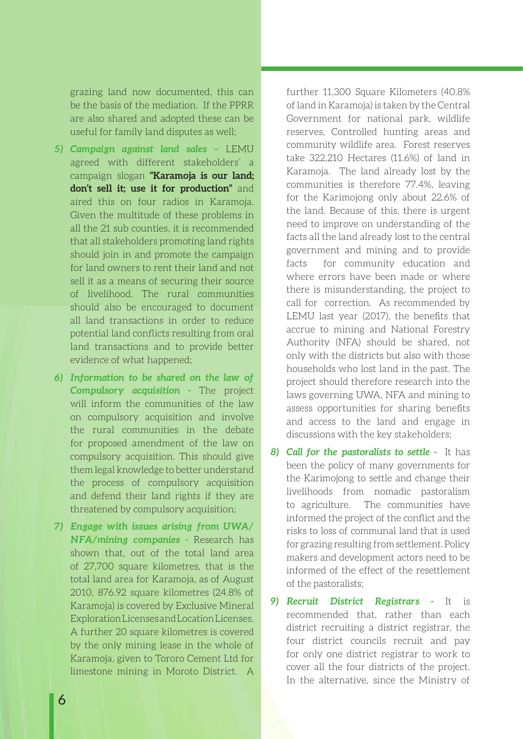grazing land now documented, this can be the basis of the mediation. If the PPRR are also shared and adopted these can be useful for family land disputes as well;

5) ***Campaign against land sales*** – LEMU agreed with different stakeholders' a campaign slogan **"Karamoja is our land; don't sell it; use it for production"** and aired this on four radios in Karamoja. Given the multitude of these problems in all the 21 sub counties, it is recommended that all stakeholders promoting land rights should join in and promote the campaign for land owners to rent their land and not sell it as a means of securing their source of livelihood. The rural communities should also be encouraged to document all land transactions in order to reduce potential land conflicts resulting from oral land transactions and to provide better evidence of what happened;

6) ***Information to be shared on the law of Compulsory acquisition*** - The project will inform the communities of the law on compulsory acquisition and involve the rural communities in the debate for proposed amendment of the law on compulsory acquisition. This should give them legal knowledge to better understand the process of compulsory acquisition and defend their land rights if they are threatened by compulsory acquisition;

7) ***Engage with issues arising from UWA/NFA/mining companies*** - Research has shown that, out of the total land area of 27,700 square kilometres, that is the total land area for Karamoja, as of August 2010, 876.92 square kilometres (24.8% of Karamoja) is covered by Exclusive Mineral Exploration Licenses and Location Licenses. A further 20 square kilometres is covered by the only mining lease in the whole of Karamoja, given to Tororo Cement Ltd for limestone mining in Moroto District. A further 11,300 Square Kilometers (40.8% of land in Karamoja) is taken by the Central Government for national park, wildlife reserves, Controlled hunting areas and community wildlife area. Forest reserves take 322,210 Hectares (11.6%) of land in Karamoja. The land already lost by the communities is therefore 77.4%, leaving for the Karimojong only about 22.6% of the land. Because of this, there is urgent need to improve on understanding of the facts all the land already lost to the central government and mining and to provide facts for community education and where errors have been made or where there is misunderstanding, the project to call for correction. As recommended by LEMU last year (2017), the benefits that accrue to mining and National Forestry Authority (NFA) should be shared, not only with the districts but also with those households who lost land in the past. The project should therefore research into the laws governing UWA, NFA and mining to assess opportunities for sharing benefits and access to the land and engage in discussions with the key stakeholders;

8) ***Call for the pastoralists to settle*** - It has been the policy of many governments for the Karimojong to settle and change their livelihoods from nomadic pastoralism to agriculture. The communities have informed the project of the conflict and the risks to loss of communal land that is used for grazing resulting from settlement. Policy makers and development actors need to be informed of the effect of the resettlement of the pastoralists;

9) ***Recruit District Registrars*** - It is recommended that, rather than each district recruiting a district registrar, the four district councils recruit and pay for only one district registrar to work to cover all the four districts of the project. In the alternative, since the Ministry of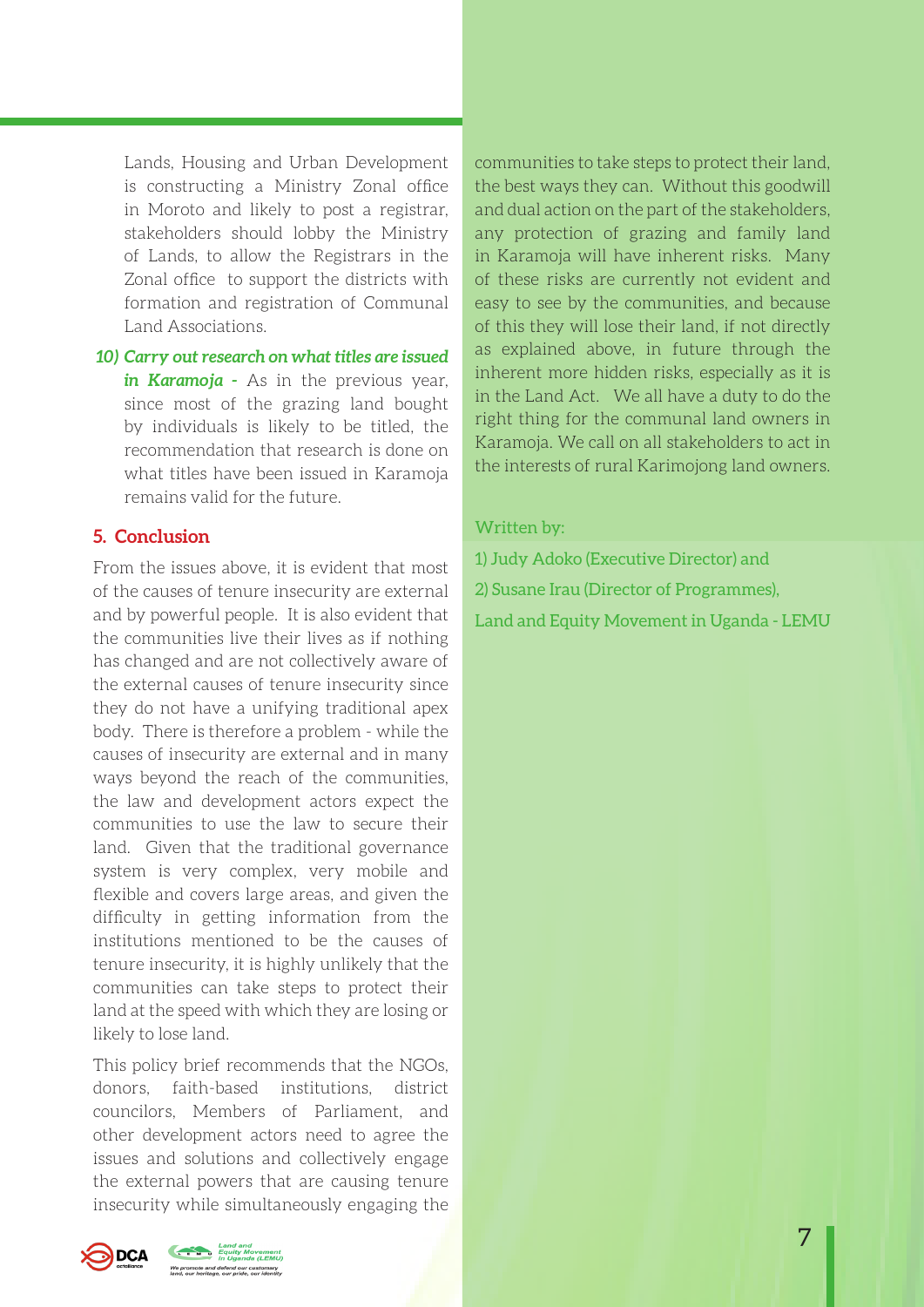Lands, Housing and Urban Development is constructing a Ministry Zonal office in Moroto and likely to post a registrar, stakeholders should lobby the Ministry of Lands, to allow the Registrars in the Zonal office to support the districts with formation and registration of Communal Land Associations.

10) ***Carry out research on what titles are issued in Karamoja -*** As in the previous year, since most of the grazing land bought by individuals is likely to be titled, the recommendation that research is done on what titles have been issued in Karamoja remains valid for the future.

## 5. Conclusion

From the issues above, it is evident that most of the causes of tenure insecurity are external and by powerful people. It is also evident that the communities live their lives as if nothing has changed and are not collectively aware of the external causes of tenure insecurity since they do not have a unifying traditional apex body. There is therefore a problem - while the causes of insecurity are external and in many ways beyond the reach of the communities, the law and development actors expect the communities to use the law to secure their land. Given that the traditional governance system is very complex, very mobile and flexible and covers large areas, and given the difficulty in getting information from the institutions mentioned to be the causes of tenure insecurity, it is highly unlikely that the communities can take steps to protect their land at the speed with which they are losing or likely to lose land.

This policy brief recommends that the NGOs, donors, faith-based institutions, district councilors, Members of Parliament, and other development actors need to agree the issues and solutions and collectively engage the external powers that are causing tenure insecurity while simultaneously engaging the communities to take steps to protect their land, the best ways they can. Without this goodwill and dual action on the part of the stakeholders, any protection of grazing and family land in Karamoja will have inherent risks. Many of these risks are currently not evident and easy to see by the communities, and because of this they will lose their land, if not directly as explained above, in future through the inherent more hidden risks, especially as it is in the Land Act. We all have a duty to do the right thing for the communal land owners in Karamoja. We call on all stakeholders to act in the interests of rural Karimojong land owners.

Written by:

1) Judy Adoko (Executive Director) and

2) Susane Irau (Director of Programmes),

Land and Equity Movement in Uganda - LEMU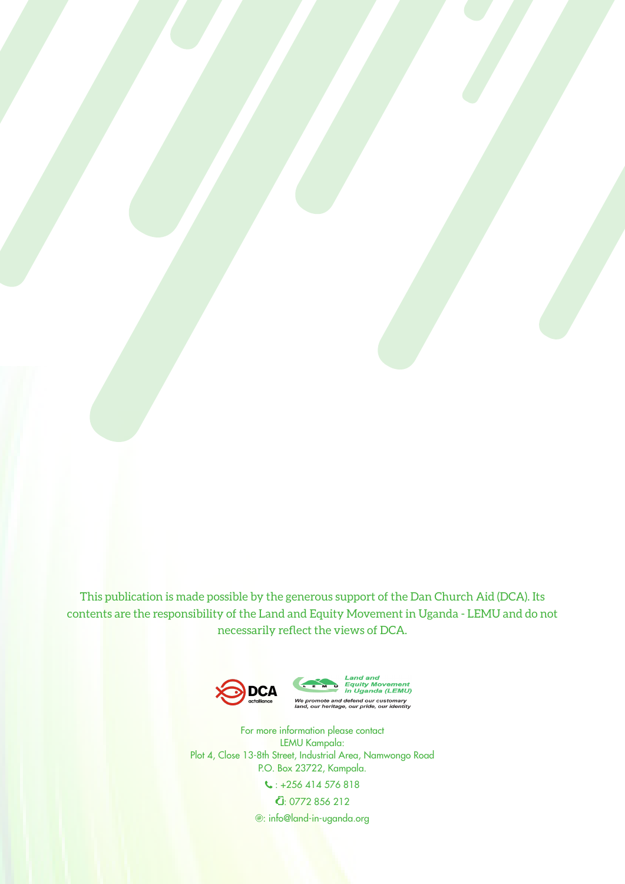This publication is made possible by the generous support of the Dan Church Aid (DCA). Its contents are the responsibility of the Land and Equity Movement in Uganda - LEMU and do not necessarily reflect the views of DCA.

DCA actalliance

Land and Equity Movement in Uganda (LEMU)

*We promote and defend our customary land, our heritage, our pride, our identity*

For more information please contact
LEMU Kampala:
Plot 4, Close 13-8th Street, Industrial Area, Namwongo Road
P.O. Box 23722, Kampala.

: +256 414 576 818

: 0772 856 212

: info@land-in-uganda.org